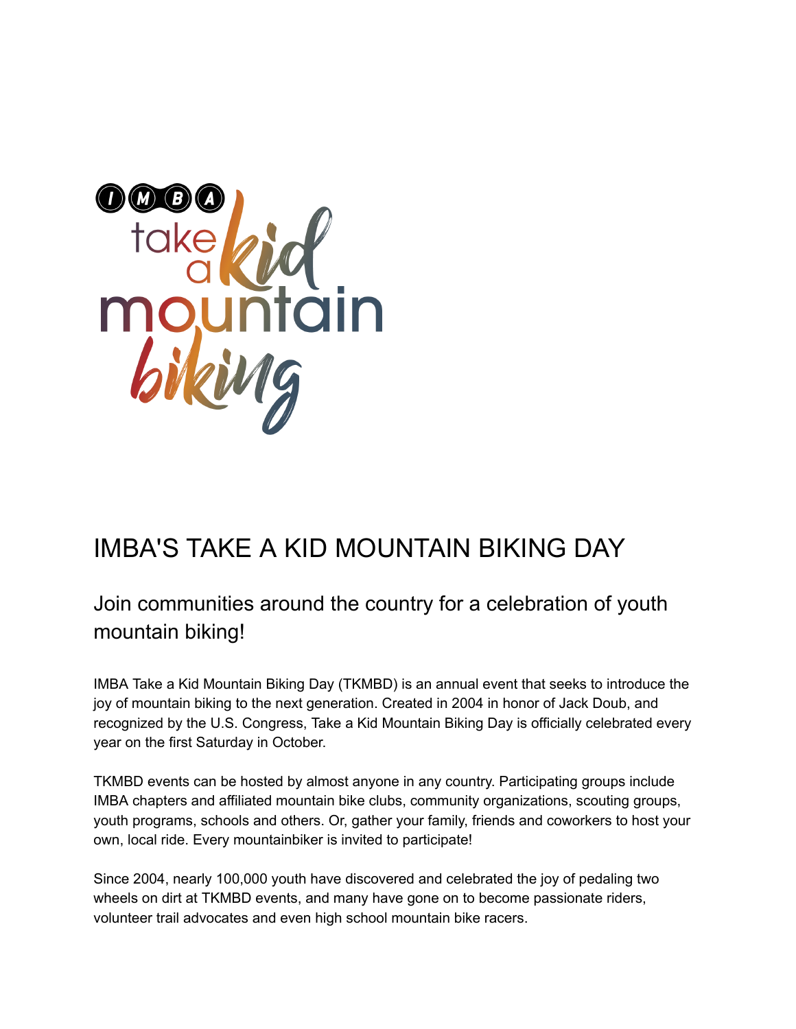# IMBA'S TAKE A KID MOUNTAIN BIKING DAY

## Join communities around the country for a celebration of youth mountain biking!

IMBA Take a Kid Mountain Biking Day (TKMBD) is an annual event that seeks to introduce the joy of mountain biking to the next generation. Created in 2004 in honor of Jack Doub, and recognized by the U.S. Congress, Take a Kid Mountain Biking Day is officially celebrated every year on the first Saturday in October.

TKMBD events can be hosted by almost anyone in any country. Participating groups include IMBA chapters and affiliated mountain bike clubs, community organizations, scouting groups, youth programs, schools and others. Or, gather your family, friends and coworkers to host your own, local ride. Every mountainbiker is invited to participate!

Since 2004, nearly 100,000 youth have discovered and celebrated the joy of pedaling two wheels on dirt at TKMBD events, and many have gone on to become passionate riders, volunteer trail advocates and even high school mountain bike racers.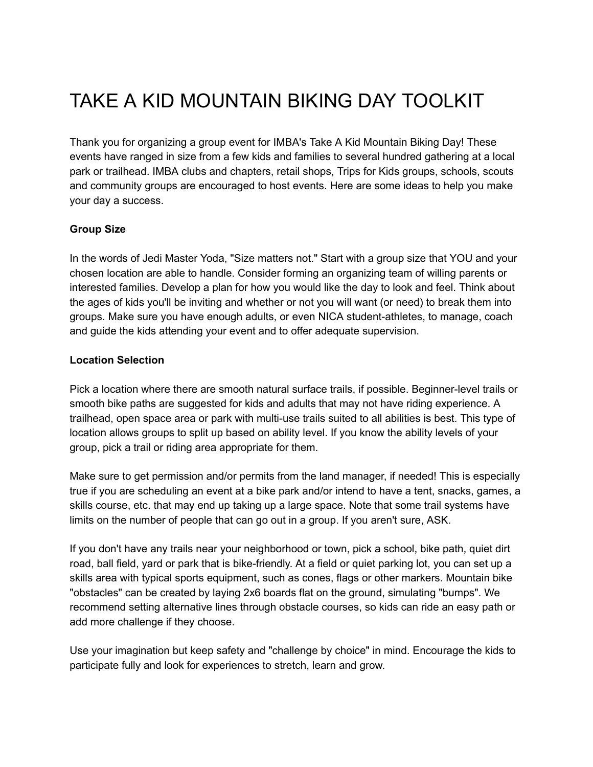# TAKE A KID MOUNTAIN BIKING DAY TOOLKIT

Thank you for organizing a group event for IMBA's Take A Kid Mountain Biking Day! These events have ranged in size from a few kids and families to several hundred gathering at a local park or trailhead. IMBA clubs and chapters, retail shops, Trips for Kids groups, schools, scouts and community groups are encouraged to host events. Here are some ideas to help you make your day a success.

**Group Size**

In the words of Jedi Master Yoda, "Size matters not." Start with a group size that YOU and your chosen location are able to handle. Consider forming an organizing team of willing parents or interested families. Develop a plan for how you would like the day to look and feel. Think about the ages of kids you'll be inviting and whether or not you will want (or need) to break them into groups. Make sure you have enough adults, or even NICA student-athletes, to manage, coach and guide the kids attending your event and to offer adequate supervision.

**Location Selection**

Pick a location where there are smooth natural surface trails, if possible. Beginner-level trails or smooth bike paths are suggested for kids and adults that may not have riding experience. A trailhead, open space area or park with multi-use trails suited to all abilities is best. This type of location allows groups to split up based on ability level. If you know the ability levels of your group, pick a trail or riding area appropriate for them.

Make sure to get permission and/or permits from the land manager, if needed! This is especially true if you are scheduling an event at a bike park and/or intend to have a tent, snacks, games, a skills course, etc. that may end up taking up a large space. Note that some trail systems have limits on the number of people that can go out in a group. If you aren't sure, ASK.

If you don't have any trails near your neighborhood or town, pick a school, bike path, quiet dirt road, ball field, yard or park that is bike-friendly. At a field or quiet parking lot, you can set up a skills area with typical sports equipment, such as cones, flags or other markers. Mountain bike "obstacles" can be created by laying 2x6 boards flat on the ground, simulating "bumps". We recommend setting alternative lines through obstacle courses, so kids can ride an easy path or add more challenge if they choose.

Use your imagination but keep safety and "challenge by choice" in mind. Encourage the kids to participate fully and look for experiences to stretch, learn and grow.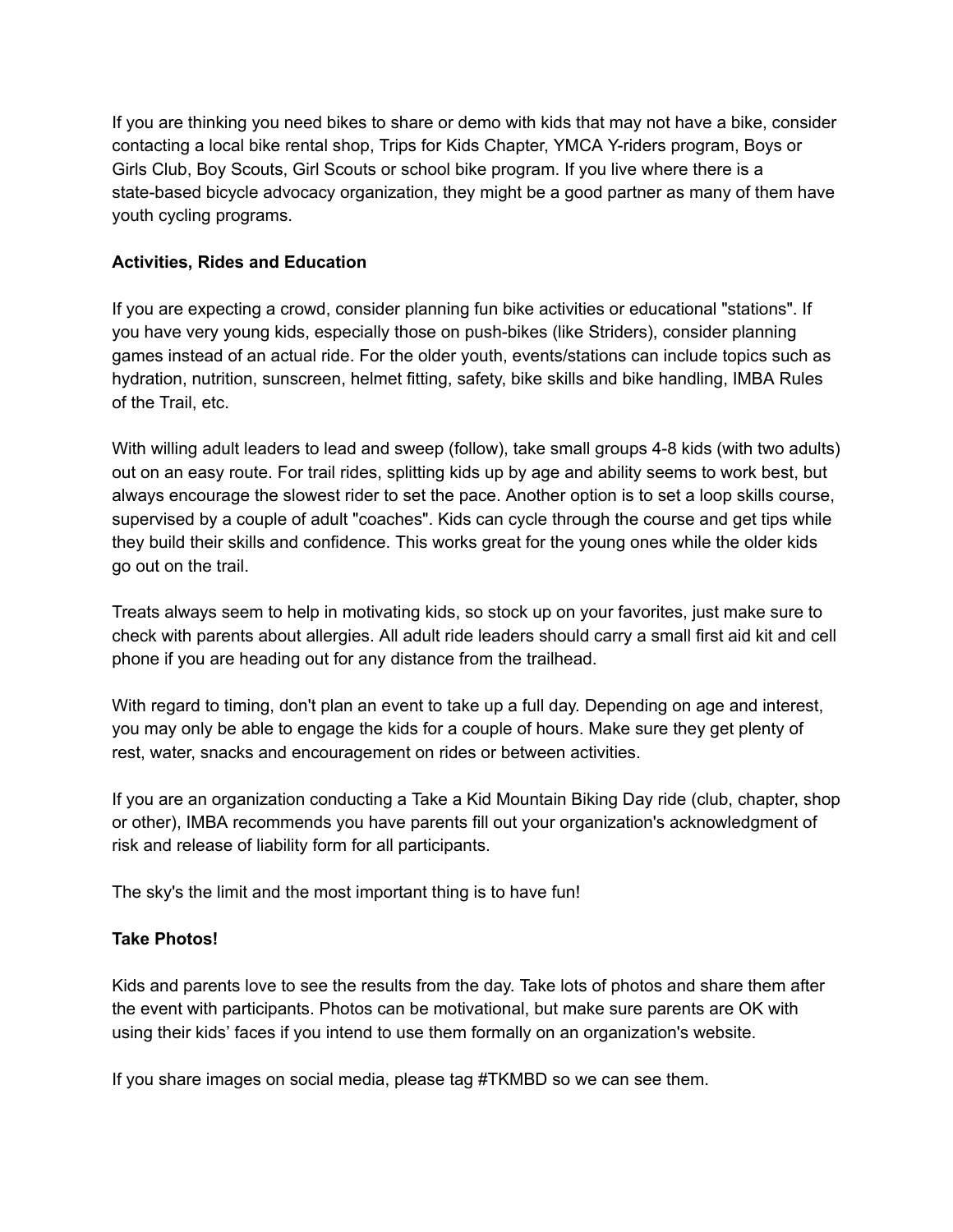If you are thinking you need bikes to share or demo with kids that may not have a bike, consider contacting a local bike rental shop, Trips for Kids Chapter, YMCA Y-riders program, Boys or Girls Club, Boy Scouts, Girl Scouts or school bike program. If you live where there is a state-based bicycle advocacy organization, they might be a good partner as many of them have youth cycling programs.

**Activities, Rides and Education**

If you are expecting a crowd, consider planning fun bike activities or educational "stations". If you have very young kids, especially those on push-bikes (like Striders), consider planning games instead of an actual ride. For the older youth, events/stations can include topics such as hydration, nutrition, sunscreen, helmet fitting, safety, bike skills and bike handling, IMBA Rules of the Trail, etc.

With willing adult leaders to lead and sweep (follow), take small groups 4-8 kids (with two adults) out on an easy route. For trail rides, splitting kids up by age and ability seems to work best, but always encourage the slowest rider to set the pace. Another option is to set a loop skills course, supervised by a couple of adult "coaches". Kids can cycle through the course and get tips while they build their skills and confidence. This works great for the young ones while the older kids go out on the trail.

Treats always seem to help in motivating kids, so stock up on your favorites, just make sure to check with parents about allergies. All adult ride leaders should carry a small first aid kit and cell phone if you are heading out for any distance from the trailhead.

With regard to timing, don't plan an event to take up a full day. Depending on age and interest, you may only be able to engage the kids for a couple of hours. Make sure they get plenty of rest, water, snacks and encouragement on rides or between activities.

If you are an organization conducting a Take a Kid Mountain Biking Day ride (club, chapter, shop or other), IMBA recommends you have parents fill out your organization's acknowledgment of risk and release of liability form for all participants.

The sky's the limit and the most important thing is to have fun!

**Take Photos!**

Kids and parents love to see the results from the day. Take lots of photos and share them after the event with participants. Photos can be motivational, but make sure parents are OK with using their kids' faces if you intend to use them formally on an organization's website.

If you share images on social media, please tag #TKMBD so we can see them.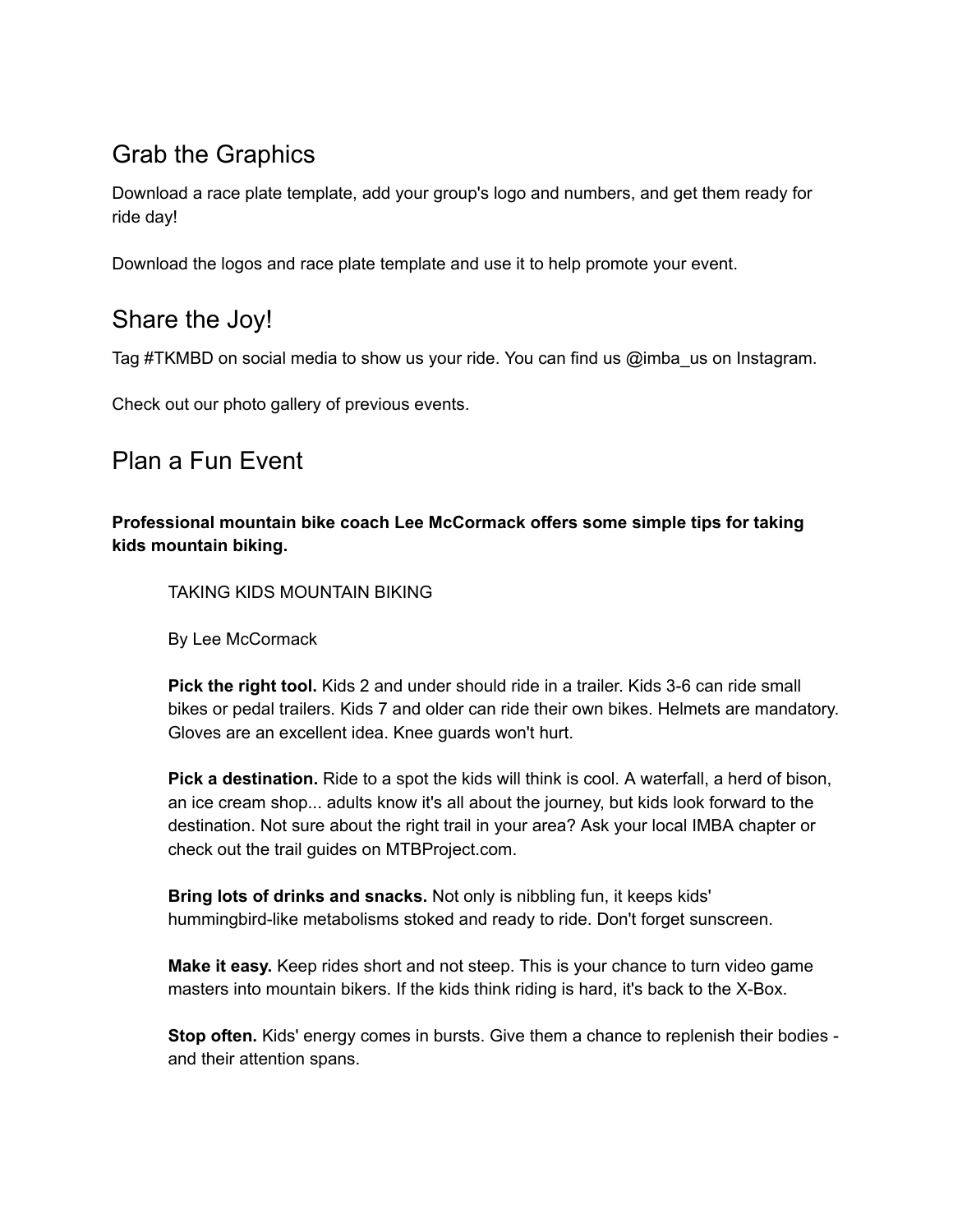## Grab the Graphics

Download a race plate template, add your group's logo and numbers, and get them ready for ride day!

Download the logos and race plate template and use it to help promote your event.

## Share the Joy!

Tag #TKMBD on social media to show us your ride. You can find us @imba_us on Instagram.

Check out our photo gallery of previous events.

## Plan a Fun Event

**Professional mountain bike coach Lee McCormack offers some simple tips for taking kids mountain biking.**

> TAKING KIDS MOUNTAIN BIKING
>
> By Lee McCormack
>
> **Pick the right tool.** Kids 2 and under should ride in a trailer. Kids 3-6 can ride small bikes or pedal trailers. Kids 7 and older can ride their own bikes. Helmets are mandatory. Gloves are an excellent idea. Knee guards won't hurt.
>
> **Pick a destination.** Ride to a spot the kids will think is cool. A waterfall, a herd of bison, an ice cream shop... adults know it's all about the journey, but kids look forward to the destination. Not sure about the right trail in your area? Ask your local IMBA chapter or check out the trail guides on MTBProject.com.
>
> **Bring lots of drinks and snacks.** Not only is nibbling fun, it keeps kids' hummingbird-like metabolisms stoked and ready to ride. Don't forget sunscreen.
>
> **Make it easy.** Keep rides short and not steep. This is your chance to turn video game masters into mountain bikers. If the kids think riding is hard, it's back to the X-Box.
>
> **Stop often.** Kids' energy comes in bursts. Give them a chance to replenish their bodies - and their attention spans.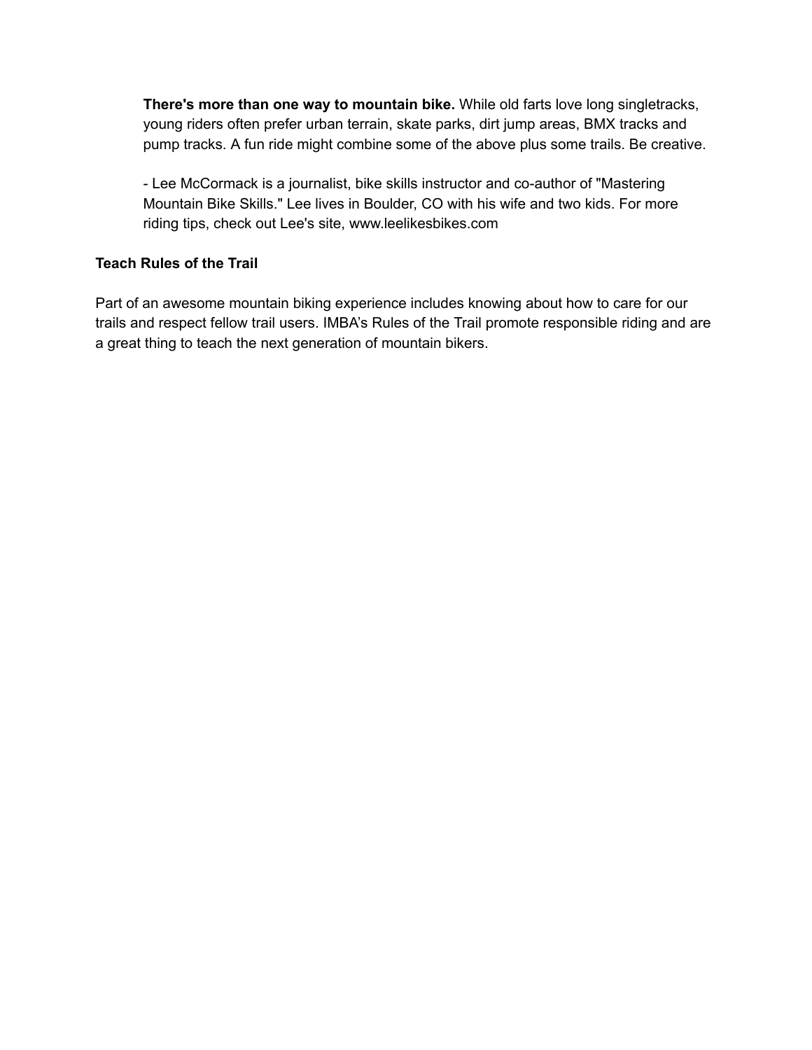**There's more than one way to mountain bike.** While old farts love long singletracks, young riders often prefer urban terrain, skate parks, dirt jump areas, BMX tracks and pump tracks. A fun ride might combine some of the above plus some trails. Be creative.

- Lee McCormack is a journalist, bike skills instructor and co-author of "Mastering Mountain Bike Skills." Lee lives in Boulder, CO with his wife and two kids. For more riding tips, check out Lee's site, www.leelikesbikes.com

**Teach Rules of the Trail**

Part of an awesome mountain biking experience includes knowing about how to care for our trails and respect fellow trail users. IMBA's Rules of the Trail promote responsible riding and are a great thing to teach the next generation of mountain bikers.